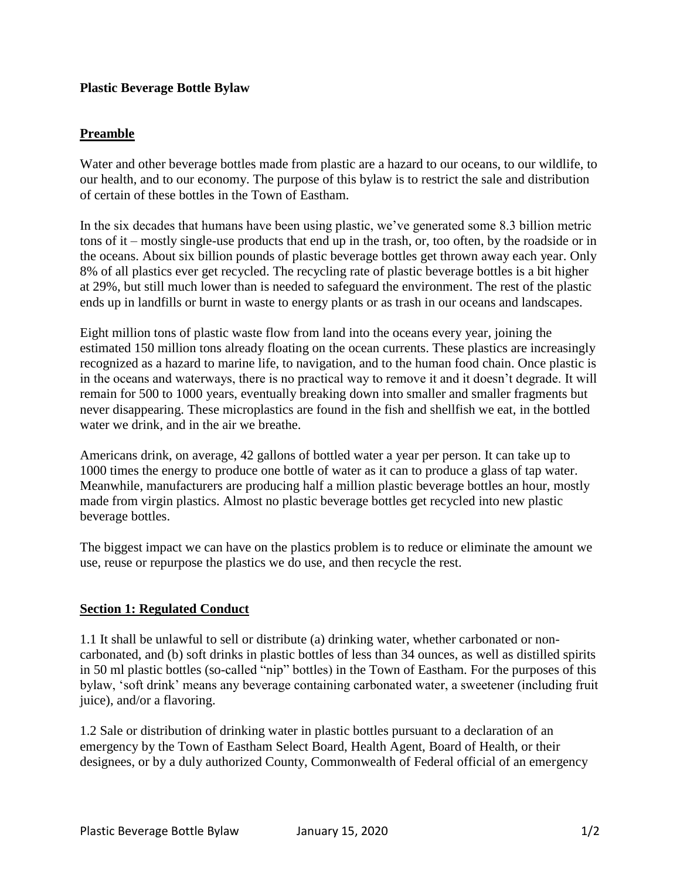**Plastic Beverage Bottle Bylaw**

## Preamble

Water and other beverage bottles made from plastic are a hazard to our oceans, to our wildlife, to our health, and to our economy. The purpose of this bylaw is to restrict the sale and distribution of certain of these bottles in the Town of Eastham.

In the six decades that humans have been using plastic, we've generated some 8.3 billion metric tons of it – mostly single-use products that end up in the trash, or, too often, by the roadside or in the oceans. About six billion pounds of plastic beverage bottles get thrown away each year. Only 8% of all plastics ever get recycled. The recycling rate of plastic beverage bottles is a bit higher at 29%, but still much lower than is needed to safeguard the environment. The rest of the plastic ends up in landfills or burnt in waste to energy plants or as trash in our oceans and landscapes.

Eight million tons of plastic waste flow from land into the oceans every year, joining the estimated 150 million tons already floating on the ocean currents. These plastics are increasingly recognized as a hazard to marine life, to navigation, and to the human food chain. Once plastic is in the oceans and waterways, there is no practical way to remove it and it doesn't degrade. It will remain for 500 to 1000 years, eventually breaking down into smaller and smaller fragments but never disappearing. These microplastics are found in the fish and shellfish we eat, in the bottled water we drink, and in the air we breathe.

Americans drink, on average, 42 gallons of bottled water a year per person. It can take up to 1000 times the energy to produce one bottle of water as it can to produce a glass of tap water. Meanwhile, manufacturers are producing half a million plastic beverage bottles an hour, mostly made from virgin plastics. Almost no plastic beverage bottles get recycled into new plastic beverage bottles.

The biggest impact we can have on the plastics problem is to reduce or eliminate the amount we use, reuse or repurpose the plastics we do use, and then recycle the rest.

## Section 1: Regulated Conduct

1.1 It shall be unlawful to sell or distribute (a) drinking water, whether carbonated or non-carbonated, and (b) soft drinks in plastic bottles of less than 34 ounces, as well as distilled spirits in 50 ml plastic bottles (so-called "nip" bottles) in the Town of Eastham. For the purposes of this bylaw, 'soft drink' means any beverage containing carbonated water, a sweetener (including fruit juice), and/or a flavoring.

1.2 Sale or distribution of drinking water in plastic bottles pursuant to a declaration of an emergency by the Town of Eastham Select Board, Health Agent, Board of Health, or their designees, or by a duly authorized County, Commonwealth of Federal official of an emergency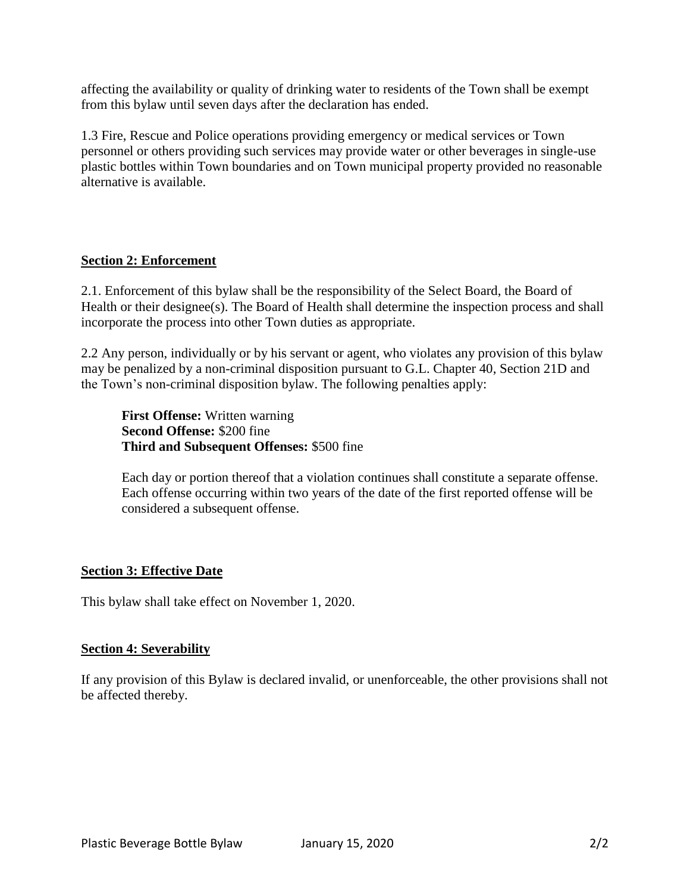affecting the availability or quality of drinking water to residents of the Town shall be exempt from this bylaw until seven days after the declaration has ended.

1.3 Fire, Rescue and Police operations providing emergency or medical services or Town personnel or others providing such services may provide water or other beverages in single-use plastic bottles within Town boundaries and on Town municipal property provided no reasonable alternative is available.

## Section 2: Enforcement

2.1. Enforcement of this bylaw shall be the responsibility of the Select Board, the Board of Health or their designee(s). The Board of Health shall determine the inspection process and shall incorporate the process into other Town duties as appropriate.

2.2 Any person, individually or by his servant or agent, who violates any provision of this bylaw may be penalized by a non-criminal disposition pursuant to G.L. Chapter 40, Section 21D and the Town's non-criminal disposition bylaw. The following penalties apply:

**First Offense:** Written warning
**Second Offense:** $200 fine
**Third and Subsequent Offenses:** $500 fine

Each day or portion thereof that a violation continues shall constitute a separate offense. Each offense occurring within two years of the date of the first reported offense will be considered a subsequent offense.

## Section 3: Effective Date

This bylaw shall take effect on November 1, 2020.

## Section 4: Severability

If any provision of this Bylaw is declared invalid, or unenforceable, the other provisions shall not be affected thereby.